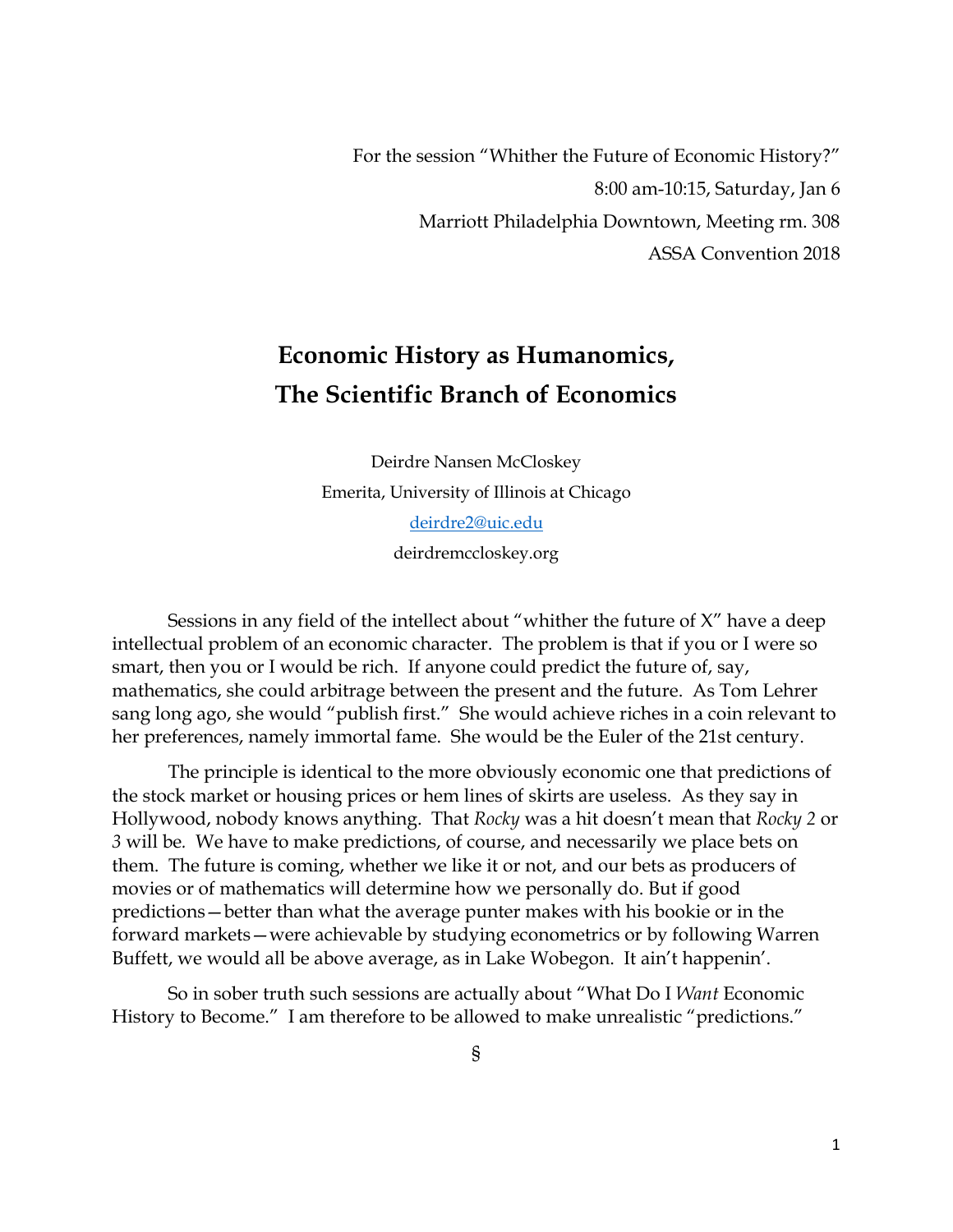For the session "Whither the Future of Economic History?"
8:00 am-10:15, Saturday, Jan 6
Marriott Philadelphia Downtown, Meeting rm. 308
ASSA Convention 2018

# Economic History as Humanomics, The Scientific Branch of Economics

Deirdre Nansen McCloskey
Emerita, University of Illinois at Chicago
deirdre2@uic.edu
deirdremccloskey.org

Sessions in any field of the intellect about "whither the future of X" have a deep intellectual problem of an economic character. The problem is that if you or I were so smart, then you or I would be rich. If anyone could predict the future of, say, mathematics, she could arbitrage between the present and the future. As Tom Lehrer sang long ago, she would "publish first." She would achieve riches in a coin relevant to her preferences, namely immortal fame. She would be the Euler of the 21st century.

The principle is identical to the more obviously economic one that predictions of the stock market or housing prices or hem lines of skirts are useless. As they say in Hollywood, nobody knows anything. That *Rocky* was a hit doesn't mean that *Rocky 2* or *3* will be. We have to make predictions, of course, and necessarily we place bets on them. The future is coming, whether we like it or not, and our bets as producers of movies or of mathematics will determine how we personally do. But if good predictions—better than what the average punter makes with his bookie or in the forward markets—were achievable by studying econometrics or by following Warren Buffett, we would all be above average, as in Lake Wobegon. It ain't happenin'.

So in sober truth such sessions are actually about "What Do I *Want* Economic History to Become." I am therefore to be allowed to make unrealistic "predictions."

§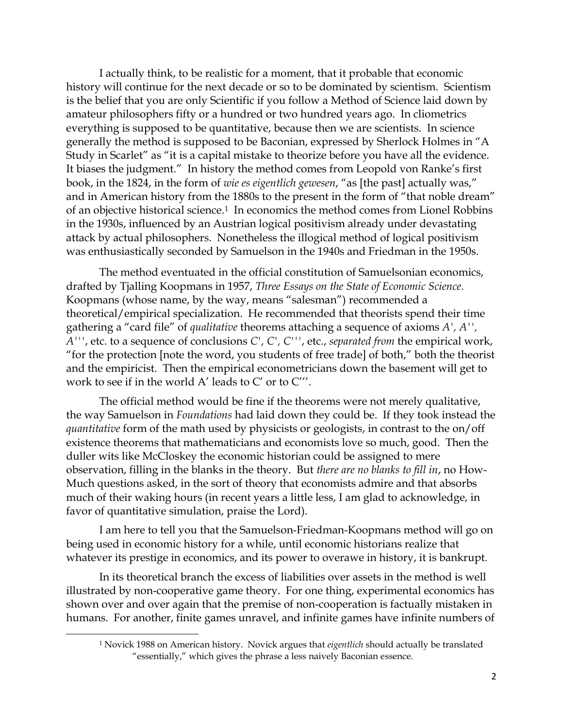I actually think, to be realistic for a moment, that it probable that economic history will continue for the next decade or so to be dominated by scientism. Scientism is the belief that you are only Scientific if you follow a Method of Science laid down by amateur philosophers fifty or a hundred or two hundred years ago. In cliometrics everything is supposed to be quantitative, because then we are scientists. In science generally the method is supposed to be Baconian, expressed by Sherlock Holmes in "A Study in Scarlet" as "it is a capital mistake to theorize before you have all the evidence. It biases the judgment." In history the method comes from Leopold von Ranke's first book, in the 1824, in the form of *wie es eigentlich gewesen*, "as [the past] actually was," and in American history from the 1880s to the present in the form of "that noble dream" of an objective historical science.[1] In economics the method comes from Lionel Robbins in the 1930s, influenced by an Austrian logical positivism already under devastating attack by actual philosophers. Nonetheless the illogical method of logical positivism was enthusiastically seconded by Samuelson in the 1940s and Friedman in the 1950s.

The method eventuated in the official constitution of Samuelsonian economics, drafted by Tjalling Koopmans in 1957, *Three Essays on the State of Economic Science.* Koopmans (whose name, by the way, means "salesman") recommended a theoretical/empirical specialization. He recommended that theorists spend their time gathering a "card file" of *qualitative* theorems attaching a sequence of axioms *A', A'', A'''*, etc. to a sequence of conclusions *C', C', C'''*, etc., *separated from* the empirical work, "for the protection [note the word, you students of free trade] of both," both the theorist and the empiricist. Then the empirical econometricians down the basement will get to work to see if in the world A' leads to C' or to C'''.

The official method would be fine if the theorems were not merely qualitative, the way Samuelson in *Foundations* had laid down they could be. If they took instead the *quantitative* form of the math used by physicists or geologists, in contrast to the on/off existence theorems that mathematicians and economists love so much, good. Then the duller wits like McCloskey the economic historian could be assigned to mere observation, filling in the blanks in the theory. But *there are no blanks to fill in*, no How-Much questions asked, in the sort of theory that economists admire and that absorbs much of their waking hours (in recent years a little less, I am glad to acknowledge, in favor of quantitative simulation, praise the Lord).

I am here to tell you that the Samuelson-Friedman-Koopmans method will go on being used in economic history for a while, until economic historians realize that whatever its prestige in economics, and its power to overawe in history, it is bankrupt.

In its theoretical branch the excess of liabilities over assets in the method is well illustrated by non-cooperative game theory. For one thing, experimental economics has shown over and over again that the premise of non-cooperation is factually mistaken in humans. For another, finite games unravel, and infinite games have infinite numbers of

[1] Novick 1988 on American history. Novick argues that *eigentlich* should actually be translated "essentially," which gives the phrase a less naively Baconian essence.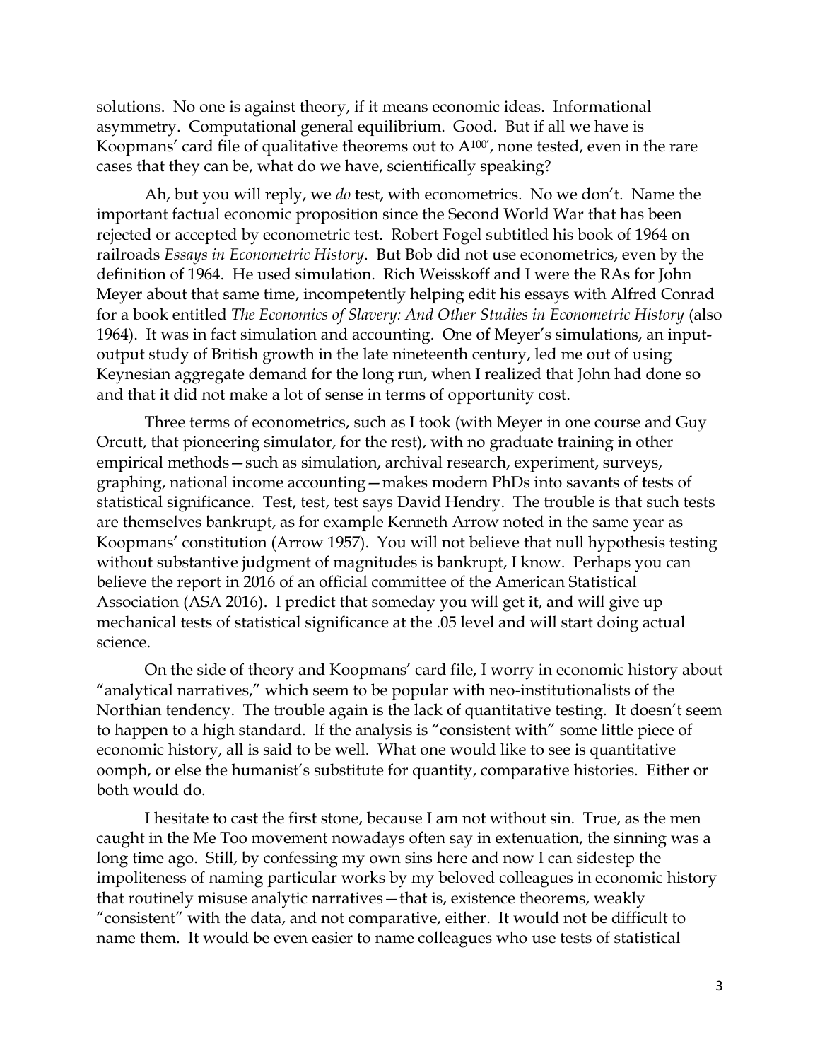solutions. No one is against theory, if it means economic ideas. Informational asymmetry. Computational general equilibrium. Good. But if all we have is Koopmans' card file of qualitative theorems out to $A^{100'}$, none tested, even in the rare cases that they can be, what do we have, scientifically speaking?

Ah, but you will reply, we *do* test, with econometrics. No we don't. Name the important factual economic proposition since the Second World War that has been rejected or accepted by econometric test. Robert Fogel subtitled his book of 1964 on railroads *Essays in Econometric History*. But Bob did not use econometrics, even by the definition of 1964. He used simulation. Rich Weisskoff and I were the RAs for John Meyer about that same time, incompetently helping edit his essays with Alfred Conrad for a book entitled *The Economics of Slavery: And Other Studies in Econometric History* (also 1964). It was in fact simulation and accounting. One of Meyer's simulations, an input-output study of British growth in the late nineteenth century, led me out of using Keynesian aggregate demand for the long run, when I realized that John had done so and that it did not make a lot of sense in terms of opportunity cost.

Three terms of econometrics, such as I took (with Meyer in one course and Guy Orcutt, that pioneering simulator, for the rest), with no graduate training in other empirical methods—such as simulation, archival research, experiment, surveys, graphing, national income accounting—makes modern PhDs into savants of tests of statistical significance. Test, test, test says David Hendry. The trouble is that such tests are themselves bankrupt, as for example Kenneth Arrow noted in the same year as Koopmans' constitution (Arrow 1957). You will not believe that null hypothesis testing without substantive judgment of magnitudes is bankrupt, I know. Perhaps you can believe the report in 2016 of an official committee of the American Statistical Association (ASA 2016). I predict that someday you will get it, and will give up mechanical tests of statistical significance at the .05 level and will start doing actual science.

On the side of theory and Koopmans' card file, I worry in economic history about "analytical narratives," which seem to be popular with neo-institutionalists of the Northian tendency. The trouble again is the lack of quantitative testing. It doesn't seem to happen to a high standard. If the analysis is "consistent with" some little piece of economic history, all is said to be well. What one would like to see is quantitative oomph, or else the humanist's substitute for quantity, comparative histories. Either or both would do.

I hesitate to cast the first stone, because I am not without sin. True, as the men caught in the Me Too movement nowadays often say in extenuation, the sinning was a long time ago. Still, by confessing my own sins here and now I can sidestep the impoliteness of naming particular works by my beloved colleagues in economic history that routinely misuse analytic narratives—that is, existence theorems, weakly "consistent" with the data, and not comparative, either. It would not be difficult to name them. It would be even easier to name colleagues who use tests of statistical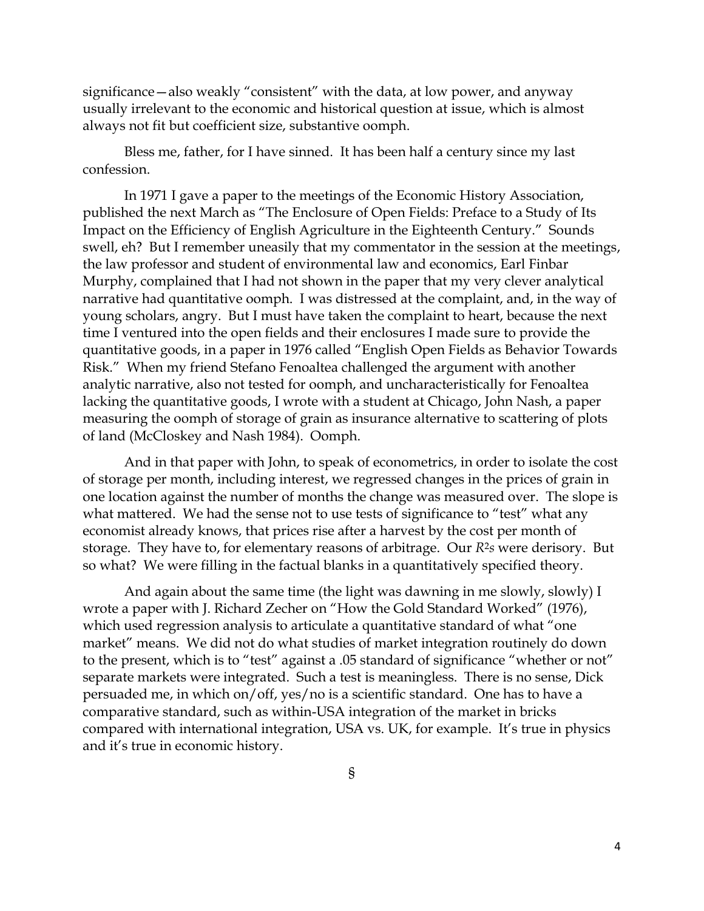significance—also weakly "consistent" with the data, at low power, and anyway usually irrelevant to the economic and historical question at issue, which is almost always not fit but coefficient size, substantive oomph.

Bless me, father, for I have sinned. It has been half a century since my last confession.

In 1971 I gave a paper to the meetings of the Economic History Association, published the next March as "The Enclosure of Open Fields: Preface to a Study of Its Impact on the Efficiency of English Agriculture in the Eighteenth Century." Sounds swell, eh? But I remember uneasily that my commentator in the session at the meetings, the law professor and student of environmental law and economics, Earl Finbar Murphy, complained that I had not shown in the paper that my very clever analytical narrative had quantitative oomph. I was distressed at the complaint, and, in the way of young scholars, angry. But I must have taken the complaint to heart, because the next time I ventured into the open fields and their enclosures I made sure to provide the quantitative goods, in a paper in 1976 called "English Open Fields as Behavior Towards Risk." When my friend Stefano Fenoaltea challenged the argument with another analytic narrative, also not tested for oomph, and uncharacteristically for Fenoaltea lacking the quantitative goods, I wrote with a student at Chicago, John Nash, a paper measuring the oomph of storage of grain as insurance alternative to scattering of plots of land (McCloskey and Nash 1984). Oomph.

And in that paper with John, to speak of econometrics, in order to isolate the cost of storage per month, including interest, we regressed changes in the prices of grain in one location against the number of months the change was measured over. The slope is what mattered. We had the sense not to use tests of significance to "test" what any economist already knows, that prices rise after a harvest by the cost per month of storage. They have to, for elementary reasons of arbitrage. Our $R^2s$ were derisory. But so what? We were filling in the factual blanks in a quantitatively specified theory.

And again about the same time (the light was dawning in me slowly, slowly) I wrote a paper with J. Richard Zecher on "How the Gold Standard Worked" (1976), which used regression analysis to articulate a quantitative standard of what "one market" means. We did not do what studies of market integration routinely do down to the present, which is to "test" against a .05 standard of significance "whether or not" separate markets were integrated. Such a test is meaningless. There is no sense, Dick persuaded me, in which on/off, yes/no is a scientific standard. One has to have a comparative standard, such as within-USA integration of the market in bricks compared with international integration, USA vs. UK, for example. It's true in physics and it's true in economic history.

§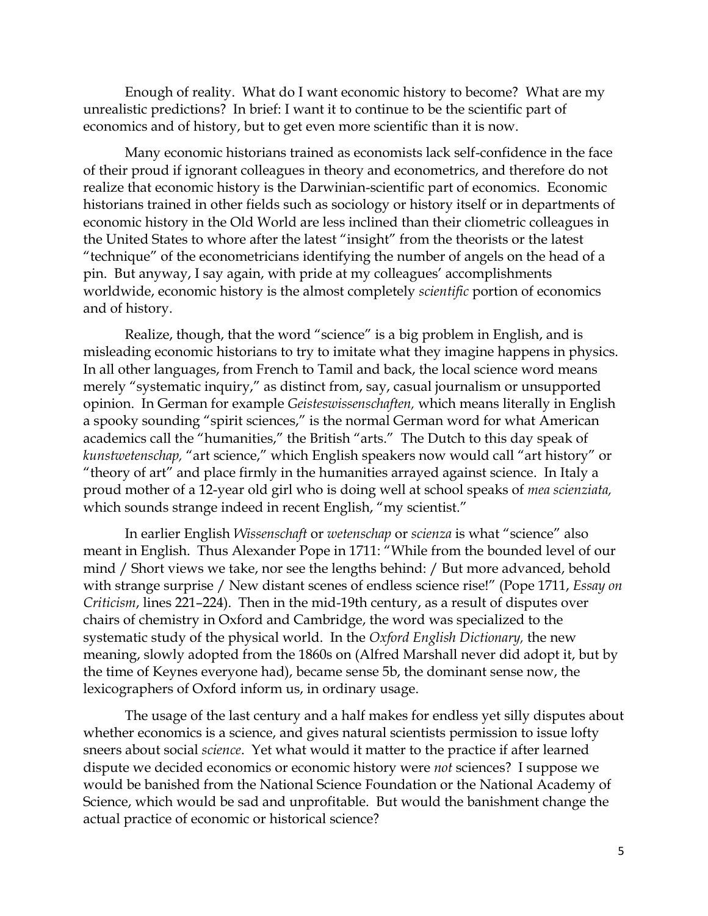Enough of reality. What do I want economic history to become? What are my unrealistic predictions? In brief: I want it to continue to be the scientific part of economics and of history, but to get even more scientific than it is now.

Many economic historians trained as economists lack self-confidence in the face of their proud if ignorant colleagues in theory and econometrics, and therefore do not realize that economic history is the Darwinian-scientific part of economics. Economic historians trained in other fields such as sociology or history itself or in departments of economic history in the Old World are less inclined than their cliometric colleagues in the United States to whore after the latest "insight" from the theorists or the latest "technique" of the econometricians identifying the number of angels on the head of a pin. But anyway, I say again, with pride at my colleagues' accomplishments worldwide, economic history is the almost completely *scientific* portion of economics and of history.

Realize, though, that the word "science" is a big problem in English, and is misleading economic historians to try to imitate what they imagine happens in physics. In all other languages, from French to Tamil and back, the local science word means merely "systematic inquiry," as distinct from, say, casual journalism or unsupported opinion. In German for example *Geisteswissenschaften,* which means literally in English a spooky sounding "spirit sciences," is the normal German word for what American academics call the "humanities," the British "arts." The Dutch to this day speak of *kunstwetenschap,* "art science," which English speakers now would call "art history" or "theory of art" and place firmly in the humanities arrayed against science. In Italy a proud mother of a 12-year old girl who is doing well at school speaks of *mea scienziata,* which sounds strange indeed in recent English, "my scientist."

In earlier English *Wissenschaft* or *wetenschap* or *scienza* is what "science" also meant in English. Thus Alexander Pope in 1711: "While from the bounded level of our mind / Short views we take, nor see the lengths behind: / But more advanced, behold with strange surprise / New distant scenes of endless science rise!" (Pope 1711, *Essay on Criticism*, lines 221–224). Then in the mid-19th century, as a result of disputes over chairs of chemistry in Oxford and Cambridge, the word was specialized to the systematic study of the physical world. In the *Oxford English Dictionary,* the new meaning, slowly adopted from the 1860s on (Alfred Marshall never did adopt it, but by the time of Keynes everyone had), became sense 5b, the dominant sense now, the lexicographers of Oxford inform us, in ordinary usage.

The usage of the last century and a half makes for endless yet silly disputes about whether economics is a science, and gives natural scientists permission to issue lofty sneers about social *science*. Yet what would it matter to the practice if after learned dispute we decided economics or economic history were *not* sciences? I suppose we would be banished from the National Science Foundation or the National Academy of Science, which would be sad and unprofitable. But would the banishment change the actual practice of economic or historical science?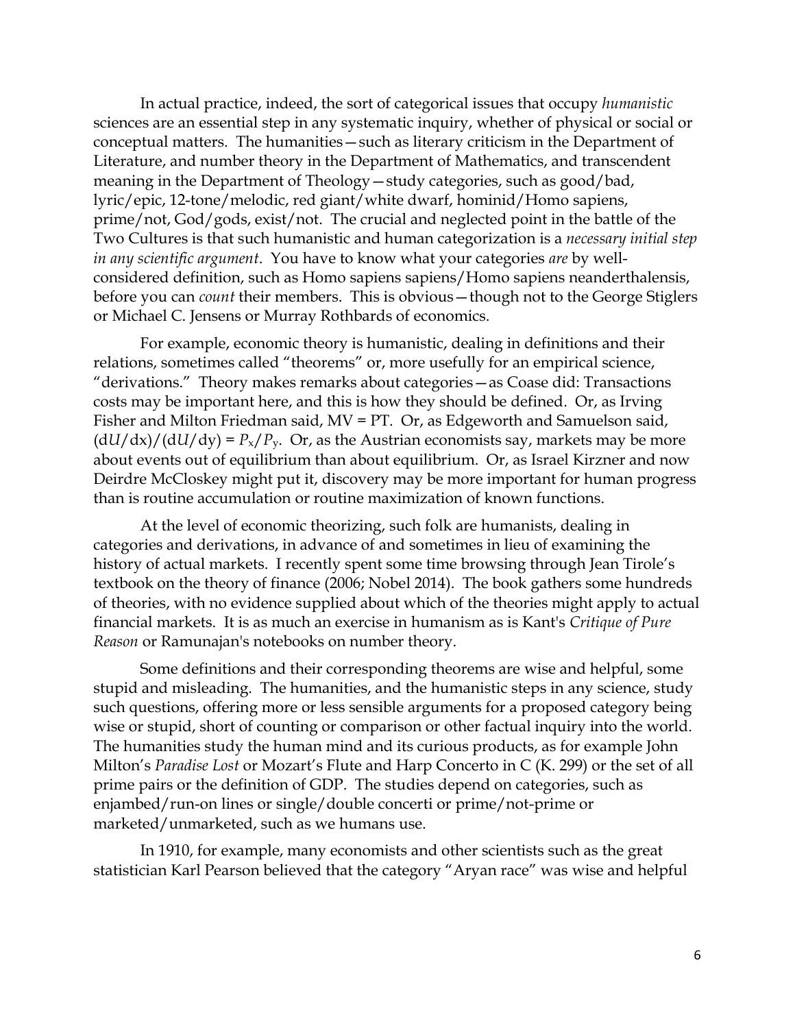In actual practice, indeed, the sort of categorical issues that occupy *humanistic* sciences are an essential step in any systematic inquiry, whether of physical or social or conceptual matters. The humanities—such as literary criticism in the Department of Literature, and number theory in the Department of Mathematics, and transcendent meaning in the Department of Theology—study categories, such as good/bad, lyric/epic, 12-tone/melodic, red giant/white dwarf, hominid/Homo sapiens, prime/not, God/gods, exist/not. The crucial and neglected point in the battle of the Two Cultures is that such humanistic and human categorization is a *necessary initial step in any scientific argument*. You have to know what your categories *are* by well-considered definition, such as Homo sapiens sapiens/Homo sapiens neanderthalensis, before you can *count* their members. This is obvious—though not to the George Stiglers or Michael C. Jensens or Murray Rothbards of economics.

For example, economic theory is humanistic, dealing in definitions and their relations, sometimes called "theorems" or, more usefully for an empirical science, "derivations." Theory makes remarks about categories—as Coase did: Transactions costs may be important here, and this is how they should be defined. Or, as Irving Fisher and Milton Friedman said, MV = PT. Or, as Edgeworth and Samuelson said, $(dU/dx)/(dU/dy) = P_x/P_y$. Or, as the Austrian economists say, markets may be more about events out of equilibrium than about equilibrium. Or, as Israel Kirzner and now Deirdre McCloskey might put it, discovery may be more important for human progress than is routine accumulation or routine maximization of known functions.

At the level of economic theorizing, such folk are humanists, dealing in categories and derivations, in advance of and sometimes in lieu of examining the history of actual markets. I recently spent some time browsing through Jean Tirole's textbook on the theory of finance (2006; Nobel 2014). The book gathers some hundreds of theories, with no evidence supplied about which of the theories might apply to actual financial markets. It is as much an exercise in humanism as is Kant's *Critique of Pure Reason* or Ramunajan's notebooks on number theory.

Some definitions and their corresponding theorems are wise and helpful, some stupid and misleading. The humanities, and the humanistic steps in any science, study such questions, offering more or less sensible arguments for a proposed category being wise or stupid, short of counting or comparison or other factual inquiry into the world. The humanities study the human mind and its curious products, as for example John Milton's *Paradise Lost* or Mozart's Flute and Harp Concerto in C (K. 299) or the set of all prime pairs or the definition of GDP. The studies depend on categories, such as enjambed/run-on lines or single/double concerti or prime/not-prime or marketed/unmarketed, such as we humans use.

In 1910, for example, many economists and other scientists such as the great statistician Karl Pearson believed that the category "Aryan race" was wise and helpful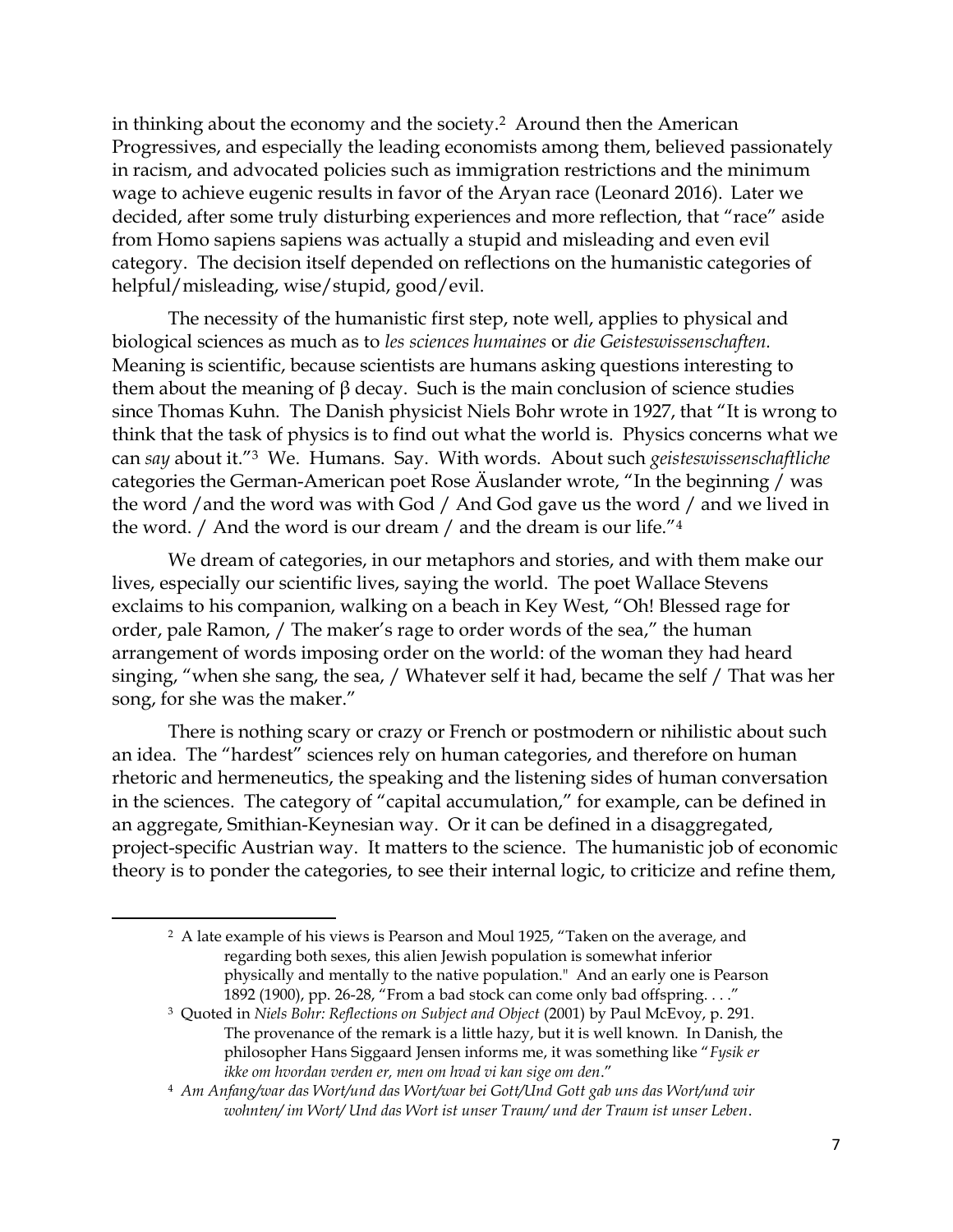in thinking about the economy and the society.[2] Around then the American Progressives, and especially the leading economists among them, believed passionately in racism, and advocated policies such as immigration restrictions and the minimum wage to achieve eugenic results in favor of the Aryan race (Leonard 2016). Later we decided, after some truly disturbing experiences and more reflection, that "race" aside from Homo sapiens sapiens was actually a stupid and misleading and even evil category. The decision itself depended on reflections on the humanistic categories of helpful/misleading, wise/stupid, good/evil.

The necessity of the humanistic first step, note well, applies to physical and biological sciences as much as to *les sciences humaines* or *die Geisteswissenschaften.* Meaning is scientific, because scientists are humans asking questions interesting to them about the meaning of β decay. Such is the main conclusion of science studies since Thomas Kuhn. The Danish physicist Niels Bohr wrote in 1927, that "It is wrong to think that the task of physics is to find out what the world is. Physics concerns what we can *say* about it."[3] We. Humans. Say. With words. About such *geisteswissenschaftliche* categories the German-American poet Rose Äuslander wrote, "In the beginning / was the word /and the word was with God / And God gave us the word / and we lived in the word. / And the word is our dream / and the dream is our life."[4]

We dream of categories, in our metaphors and stories, and with them make our lives, especially our scientific lives, saying the world. The poet Wallace Stevens exclaims to his companion, walking on a beach in Key West, "Oh! Blessed rage for order, pale Ramon, / The maker's rage to order words of the sea," the human arrangement of words imposing order on the world: of the woman they had heard singing, "when she sang, the sea, / Whatever self it had, became the self / That was her song, for she was the maker."

There is nothing scary or crazy or French or postmodern or nihilistic about such an idea. The "hardest" sciences rely on human categories, and therefore on human rhetoric and hermeneutics, the speaking and the listening sides of human conversation in the sciences. The category of "capital accumulation," for example, can be defined in an aggregate, Smithian-Keynesian way. Or it can be defined in a disaggregated, project-specific Austrian way. It matters to the science. The humanistic job of economic theory is to ponder the categories, to see their internal logic, to criticize and refine them,

---

[2] A late example of his views is Pearson and Moul 1925, "Taken on the average, and regarding both sexes, this alien Jewish population is somewhat inferior physically and mentally to the native population." And an early one is Pearson 1892 (1900), pp. 26-28, "From a bad stock can come only bad offspring. . . ."

[3] Quoted in *Niels Bohr: Reflections on Subject and Object* (2001) by Paul McEvoy, p. 291. The provenance of the remark is a little hazy, but it is well known. In Danish, the philosopher Hans Siggaard Jensen informs me, it was something like "*Fysik er ikke om hvordan verden er, men om hvad vi kan sige om den*."

[4] *Am Anfang/war das Wort/und das Wort/war bei Gott/Und Gott gab uns das Wort/und wir wohnten/ im Wort/ Und das Wort ist unser Traum/ und der Traum ist unser Leben*.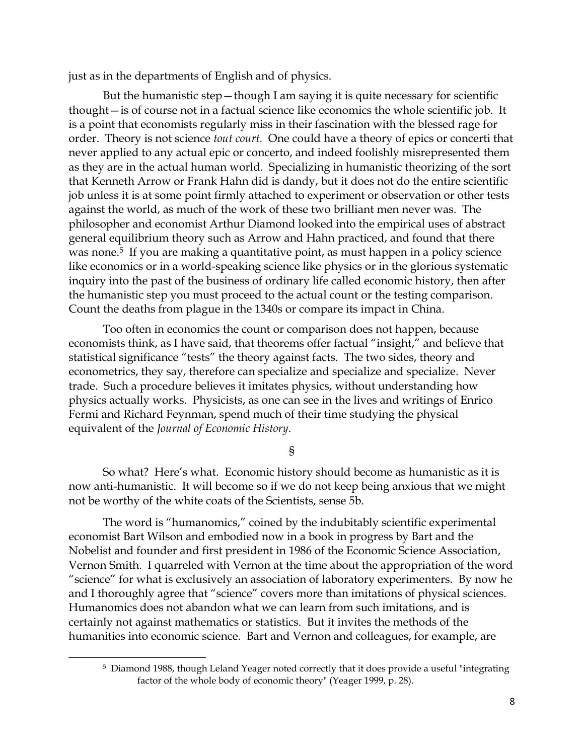just as in the departments of English and of physics.

But the humanistic step—though I am saying it is quite necessary for scientific thought—is of course not in a factual science like economics the whole scientific job. It is a point that economists regularly miss in their fascination with the blessed rage for order. Theory is not science *tout court.* One could have a theory of epics or concerti that never applied to any actual epic or concerto, and indeed foolishly misrepresented them as they are in the actual human world. Specializing in humanistic theorizing of the sort that Kenneth Arrow or Frank Hahn did is dandy, but it does not do the entire scientific job unless it is at some point firmly attached to experiment or observation or other tests against the world, as much of the work of these two brilliant men never was. The philosopher and economist Arthur Diamond looked into the empirical uses of abstract general equilibrium theory such as Arrow and Hahn practiced, and found that there was none.[5] If you are making a quantitative point, as must happen in a policy science like economics or in a world-speaking science like physics or in the glorious systematic inquiry into the past of the business of ordinary life called economic history, then after the humanistic step you must proceed to the actual count or the testing comparison. Count the deaths from plague in the 1340s or compare its impact in China.

Too often in economics the count or comparison does not happen, because economists think, as I have said, that theorems offer factual "insight," and believe that statistical significance "tests" the theory against facts. The two sides, theory and econometrics, they say, therefore can specialize and specialize and specialize. Never trade. Such a procedure believes it imitates physics, without understanding how physics actually works. Physicists, as one can see in the lives and writings of Enrico Fermi and Richard Feynman, spend much of their time studying the physical equivalent of the *Journal of Economic History*.

§

So what? Here's what. Economic history should become as humanistic as it is now anti-humanistic. It will become so if we do not keep being anxious that we might not be worthy of the white coats of the Scientists, sense 5b.

The word is "humanomics," coined by the indubitably scientific experimental economist Bart Wilson and embodied now in a book in progress by Bart and the Nobelist and founder and first president in 1986 of the Economic Science Association, Vernon Smith. I quarreled with Vernon at the time about the appropriation of the word "science" for what is exclusively an association of laboratory experimenters. By now he and I thoroughly agree that "science" covers more than imitations of physical sciences. Humanomics does not abandon what we can learn from such imitations, and is certainly not against mathematics or statistics. But it invites the methods of the humanities into economic science. Bart and Vernon and colleagues, for example, are

---

[5] Diamond 1988, though Leland Yeager noted correctly that it does provide a useful "integrating factor of the whole body of economic theory" (Yeager 1999, p. 28).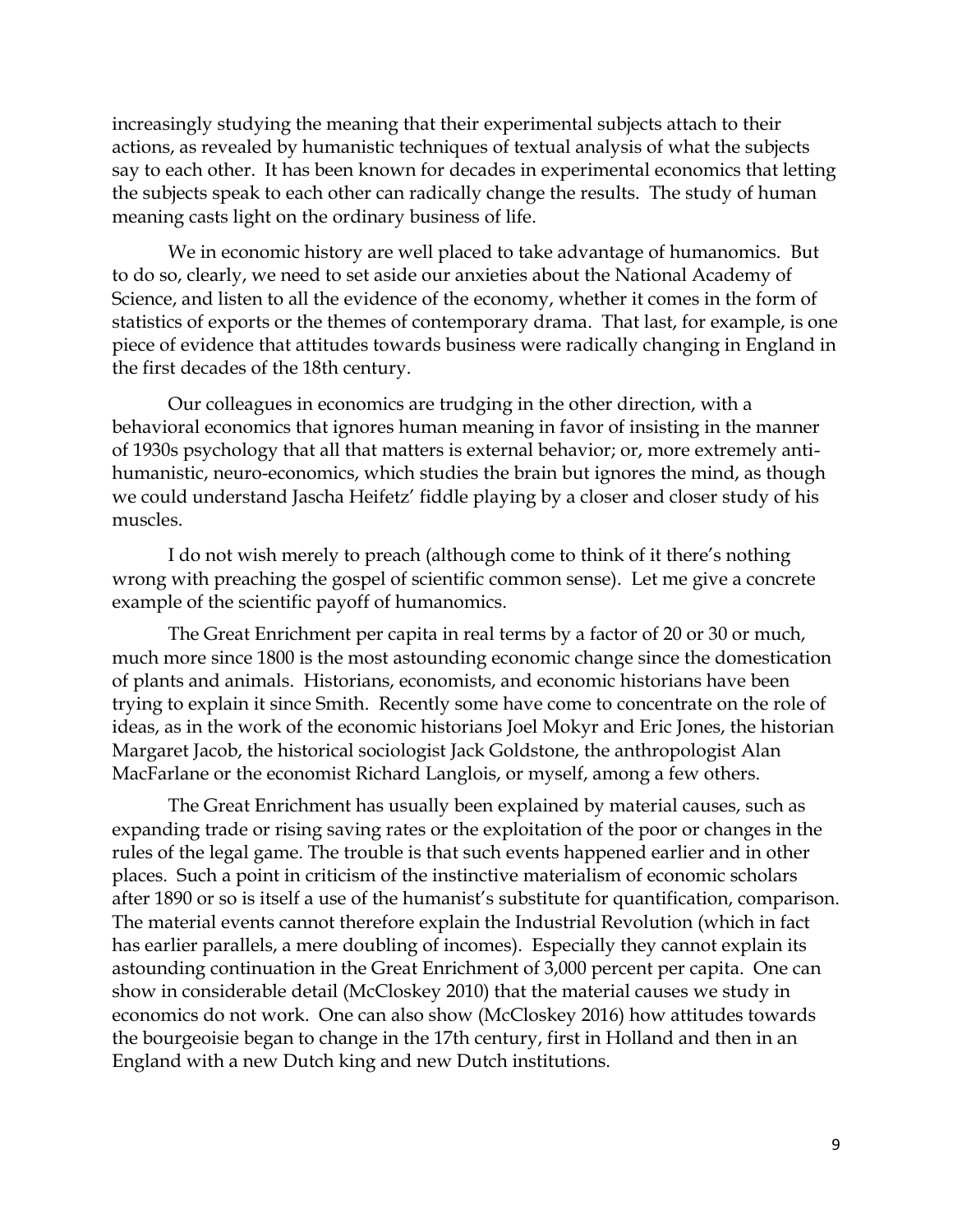increasingly studying the meaning that their experimental subjects attach to their actions, as revealed by humanistic techniques of textual analysis of what the subjects say to each other. It has been known for decades in experimental economics that letting the subjects speak to each other can radically change the results. The study of human meaning casts light on the ordinary business of life.

We in economic history are well placed to take advantage of humanomics. But to do so, clearly, we need to set aside our anxieties about the National Academy of Science, and listen to all the evidence of the economy, whether it comes in the form of statistics of exports or the themes of contemporary drama. That last, for example, is one piece of evidence that attitudes towards business were radically changing in England in the first decades of the 18th century.

Our colleagues in economics are trudging in the other direction, with a behavioral economics that ignores human meaning in favor of insisting in the manner of 1930s psychology that all that matters is external behavior; or, more extremely anti-humanistic, neuro-economics, which studies the brain but ignores the mind, as though we could understand Jascha Heifetz' fiddle playing by a closer and closer study of his muscles.

I do not wish merely to preach (although come to think of it there's nothing wrong with preaching the gospel of scientific common sense). Let me give a concrete example of the scientific payoff of humanomics.

The Great Enrichment per capita in real terms by a factor of 20 or 30 or much, much more since 1800 is the most astounding economic change since the domestication of plants and animals. Historians, economists, and economic historians have been trying to explain it since Smith. Recently some have come to concentrate on the role of ideas, as in the work of the economic historians Joel Mokyr and Eric Jones, the historian Margaret Jacob, the historical sociologist Jack Goldstone, the anthropologist Alan MacFarlane or the economist Richard Langlois, or myself, among a few others.

The Great Enrichment has usually been explained by material causes, such as expanding trade or rising saving rates or the exploitation of the poor or changes in the rules of the legal game. The trouble is that such events happened earlier and in other places. Such a point in criticism of the instinctive materialism of economic scholars after 1890 or so is itself a use of the humanist's substitute for quantification, comparison. The material events cannot therefore explain the Industrial Revolution (which in fact has earlier parallels, a mere doubling of incomes). Especially they cannot explain its astounding continuation in the Great Enrichment of 3,000 percent per capita. One can show in considerable detail (McCloskey 2010) that the material causes we study in economics do not work. One can also show (McCloskey 2016) how attitudes towards the bourgeoisie began to change in the 17th century, first in Holland and then in an England with a new Dutch king and new Dutch institutions.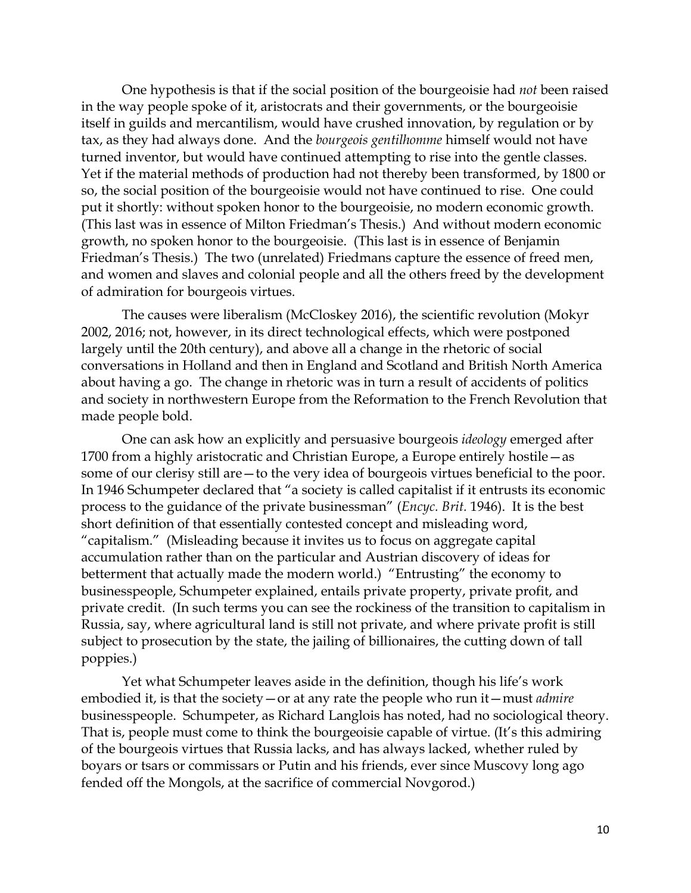One hypothesis is that if the social position of the bourgeoisie had *not* been raised in the way people spoke of it, aristocrats and their governments, or the bourgeoisie itself in guilds and mercantilism, would have crushed innovation, by regulation or by tax, as they had always done. And the *bourgeois gentilhomme* himself would not have turned inventor, but would have continued attempting to rise into the gentle classes. Yet if the material methods of production had not thereby been transformed, by 1800 or so, the social position of the bourgeoisie would not have continued to rise. One could put it shortly: without spoken honor to the bourgeoisie, no modern economic growth. (This last was in essence of Milton Friedman's Thesis.) And without modern economic growth, no spoken honor to the bourgeoisie. (This last is in essence of Benjamin Friedman's Thesis.) The two (unrelated) Friedmans capture the essence of freed men, and women and slaves and colonial people and all the others freed by the development of admiration for bourgeois virtues.

The causes were liberalism (McCloskey 2016), the scientific revolution (Mokyr 2002, 2016; not, however, in its direct technological effects, which were postponed largely until the 20th century), and above all a change in the rhetoric of social conversations in Holland and then in England and Scotland and British North America about having a go. The change in rhetoric was in turn a result of accidents of politics and society in northwestern Europe from the Reformation to the French Revolution that made people bold.

One can ask how an explicitly and persuasive bourgeois *ideology* emerged after 1700 from a highly aristocratic and Christian Europe, a Europe entirely hostile—as some of our clerisy still are—to the very idea of bourgeois virtues beneficial to the poor. In 1946 Schumpeter declared that "a society is called capitalist if it entrusts its economic process to the guidance of the private businessman" (*Encyc. Brit.* 1946). It is the best short definition of that essentially contested concept and misleading word, "capitalism." (Misleading because it invites us to focus on aggregate capital accumulation rather than on the particular and Austrian discovery of ideas for betterment that actually made the modern world.) "Entrusting" the economy to businesspeople, Schumpeter explained, entails private property, private profit, and private credit. (In such terms you can see the rockiness of the transition to capitalism in Russia, say, where agricultural land is still not private, and where private profit is still subject to prosecution by the state, the jailing of billionaires, the cutting down of tall poppies.)

Yet what Schumpeter leaves aside in the definition, though his life's work embodied it, is that the society—or at any rate the people who run it—must *admire* businesspeople. Schumpeter, as Richard Langlois has noted, had no sociological theory. That is, people must come to think the bourgeoisie capable of virtue. (It's this admiring of the bourgeois virtues that Russia lacks, and has always lacked, whether ruled by boyars or tsars or commissars or Putin and his friends, ever since Muscovy long ago fended off the Mongols, at the sacrifice of commercial Novgorod.)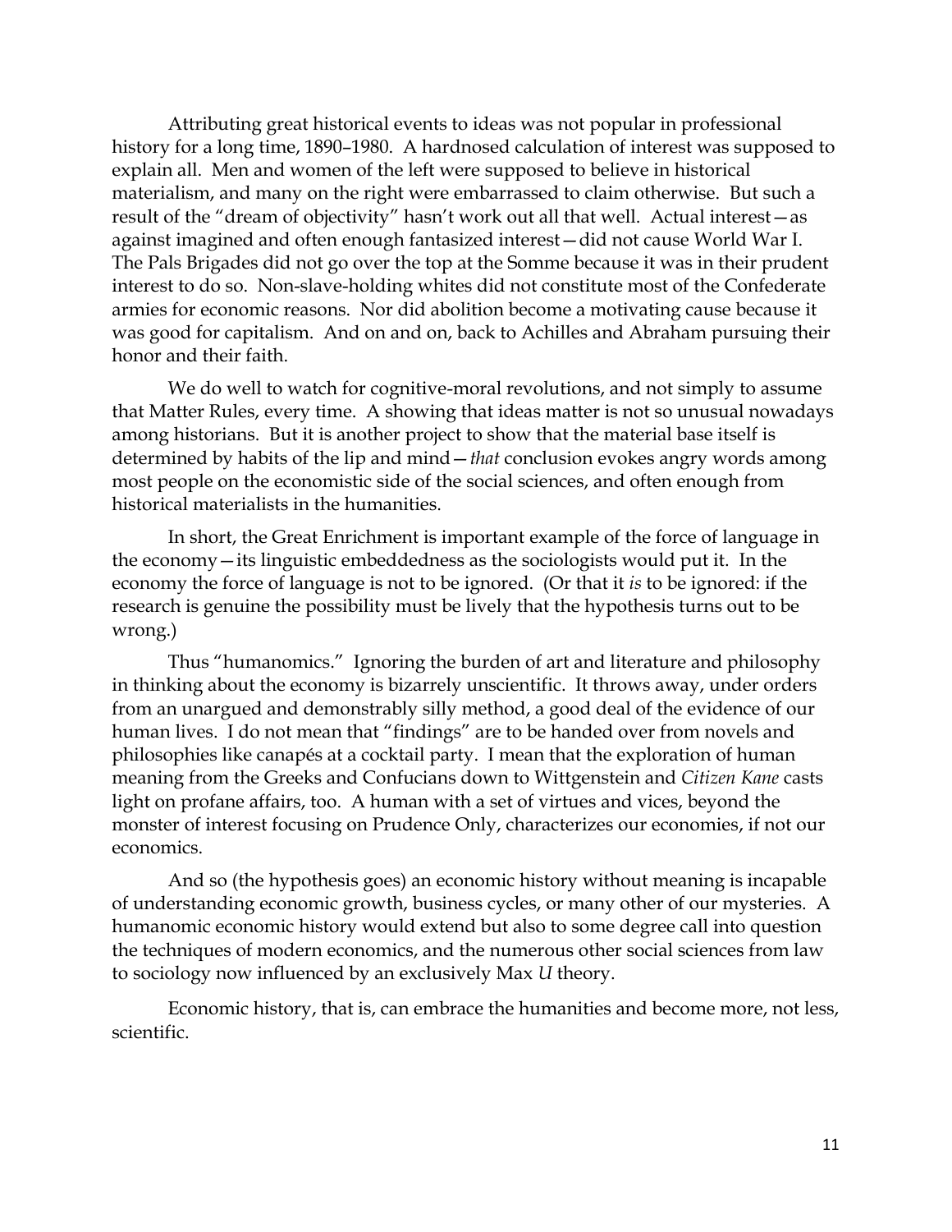Attributing great historical events to ideas was not popular in professional history for a long time, 1890–1980. A hardnosed calculation of interest was supposed to explain all. Men and women of the left were supposed to believe in historical materialism, and many on the right were embarrassed to claim otherwise. But such a result of the "dream of objectivity" hasn't work out all that well. Actual interest—as against imagined and often enough fantasized interest—did not cause World War I. The Pals Brigades did not go over the top at the Somme because it was in their prudent interest to do so. Non-slave-holding whites did not constitute most of the Confederate armies for economic reasons. Nor did abolition become a motivating cause because it was good for capitalism. And on and on, back to Achilles and Abraham pursuing their honor and their faith.

We do well to watch for cognitive-moral revolutions, and not simply to assume that Matter Rules, every time. A showing that ideas matter is not so unusual nowadays among historians. But it is another project to show that the material base itself is determined by habits of the lip and mind—*that* conclusion evokes angry words among most people on the economistic side of the social sciences, and often enough from historical materialists in the humanities.

In short, the Great Enrichment is important example of the force of language in the economy—its linguistic embeddedness as the sociologists would put it. In the economy the force of language is not to be ignored. (Or that it *is* to be ignored: if the research is genuine the possibility must be lively that the hypothesis turns out to be wrong.)

Thus "humanomics." Ignoring the burden of art and literature and philosophy in thinking about the economy is bizarrely unscientific. It throws away, under orders from an unargued and demonstrably silly method, a good deal of the evidence of our human lives. I do not mean that "findings" are to be handed over from novels and philosophies like canapés at a cocktail party. I mean that the exploration of human meaning from the Greeks and Confucians down to Wittgenstein and *Citizen Kane* casts light on profane affairs, too. A human with a set of virtues and vices, beyond the monster of interest focusing on Prudence Only, characterizes our economies, if not our economics.

And so (the hypothesis goes) an economic history without meaning is incapable of understanding economic growth, business cycles, or many other of our mysteries. A humanomic economic history would extend but also to some degree call into question the techniques of modern economics, and the numerous other social sciences from law to sociology now influenced by an exclusively Max *U* theory.

Economic history, that is, can embrace the humanities and become more, not less, scientific.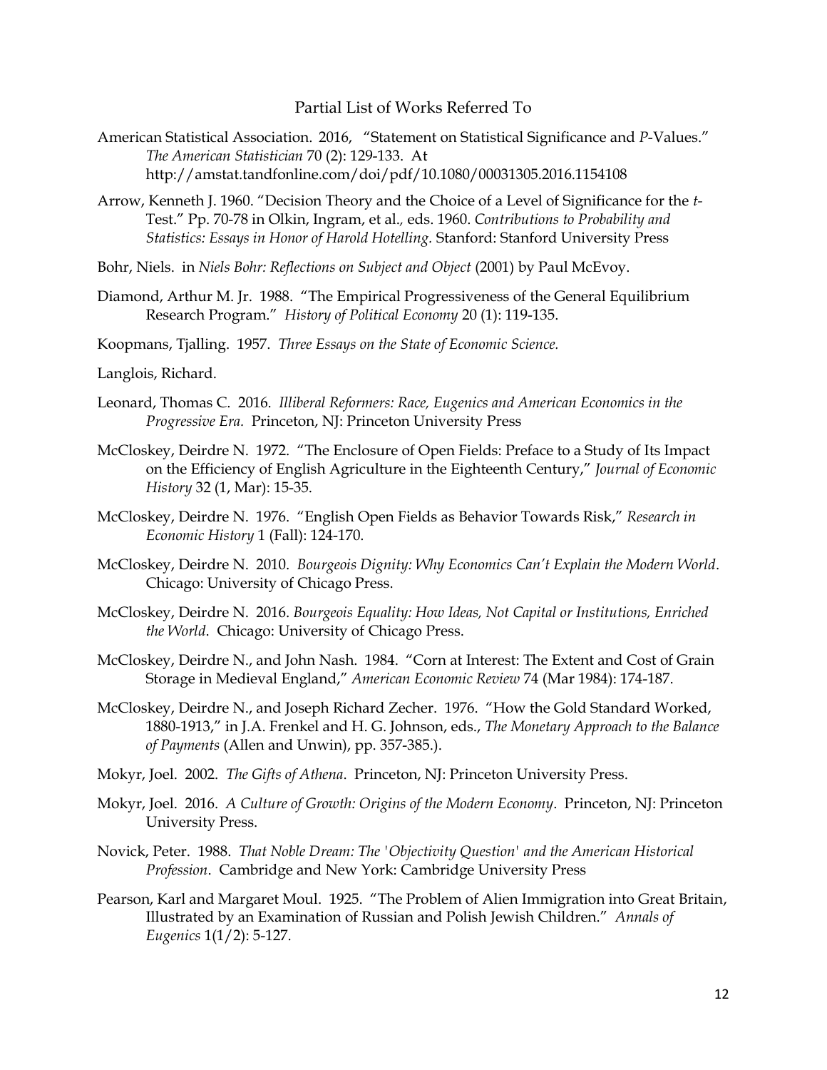## Partial List of Works Referred To

American Statistical Association. 2016, "Statement on Statistical Significance and *P*-Values." *The American Statistician* 70 (2): 129-133. At http://amstat.tandfonline.com/doi/pdf/10.1080/00031305.2016.1154108

Arrow, Kenneth J. 1960. "Decision Theory and the Choice of a Level of Significance for the *t*-Test." Pp. 70-78 in Olkin, Ingram, et al., eds. 1960. *Contributions to Probability and Statistics: Essays in Honor of Harold Hotelling.* Stanford: Stanford University Press

Bohr, Niels. in *Niels Bohr: Reflections on Subject and Object* (2001) by Paul McEvoy.

Diamond, Arthur M. Jr. 1988. "The Empirical Progressiveness of the General Equilibrium Research Program." *History of Political Economy* 20 (1): 119-135.

Koopmans, Tjalling. 1957. *Three Essays on the State of Economic Science.*

Langlois, Richard.

Leonard, Thomas C. 2016. *Illiberal Reformers: Race, Eugenics and American Economics in the Progressive Era.* Princeton, NJ: Princeton University Press

McCloskey, Deirdre N. 1972. "The Enclosure of Open Fields: Preface to a Study of Its Impact on the Efficiency of English Agriculture in the Eighteenth Century," *Journal of Economic History* 32 (1, Mar): 15-35.

McCloskey, Deirdre N. 1976. "English Open Fields as Behavior Towards Risk," *Research in Economic History* 1 (Fall): 124-170.

McCloskey, Deirdre N. 2010. *Bourgeois Dignity: Why Economics Can't Explain the Modern World*. Chicago: University of Chicago Press.

McCloskey, Deirdre N. 2016. *Bourgeois Equality: How Ideas, Not Capital or Institutions, Enriched the World*. Chicago: University of Chicago Press.

McCloskey, Deirdre N., and John Nash. 1984. "Corn at Interest: The Extent and Cost of Grain Storage in Medieval England," *American Economic Review* 74 (Mar 1984): 174-187.

McCloskey, Deirdre N., and Joseph Richard Zecher. 1976. "How the Gold Standard Worked, 1880-1913," in J.A. Frenkel and H. G. Johnson, eds., *The Monetary Approach to the Balance of Payments* (Allen and Unwin), pp. 357-385.).

Mokyr, Joel. 2002. *The Gifts of Athena*. Princeton, NJ: Princeton University Press.

Mokyr, Joel. 2016. *A Culture of Growth: Origins of the Modern Economy*. Princeton, NJ: Princeton University Press.

Novick, Peter. 1988. *That Noble Dream: The 'Objectivity Question' and the American Historical Profession*. Cambridge and New York: Cambridge University Press

Pearson, Karl and Margaret Moul. 1925. "The Problem of Alien Immigration into Great Britain, Illustrated by an Examination of Russian and Polish Jewish Children." *Annals of Eugenics* 1(1/2): 5-127.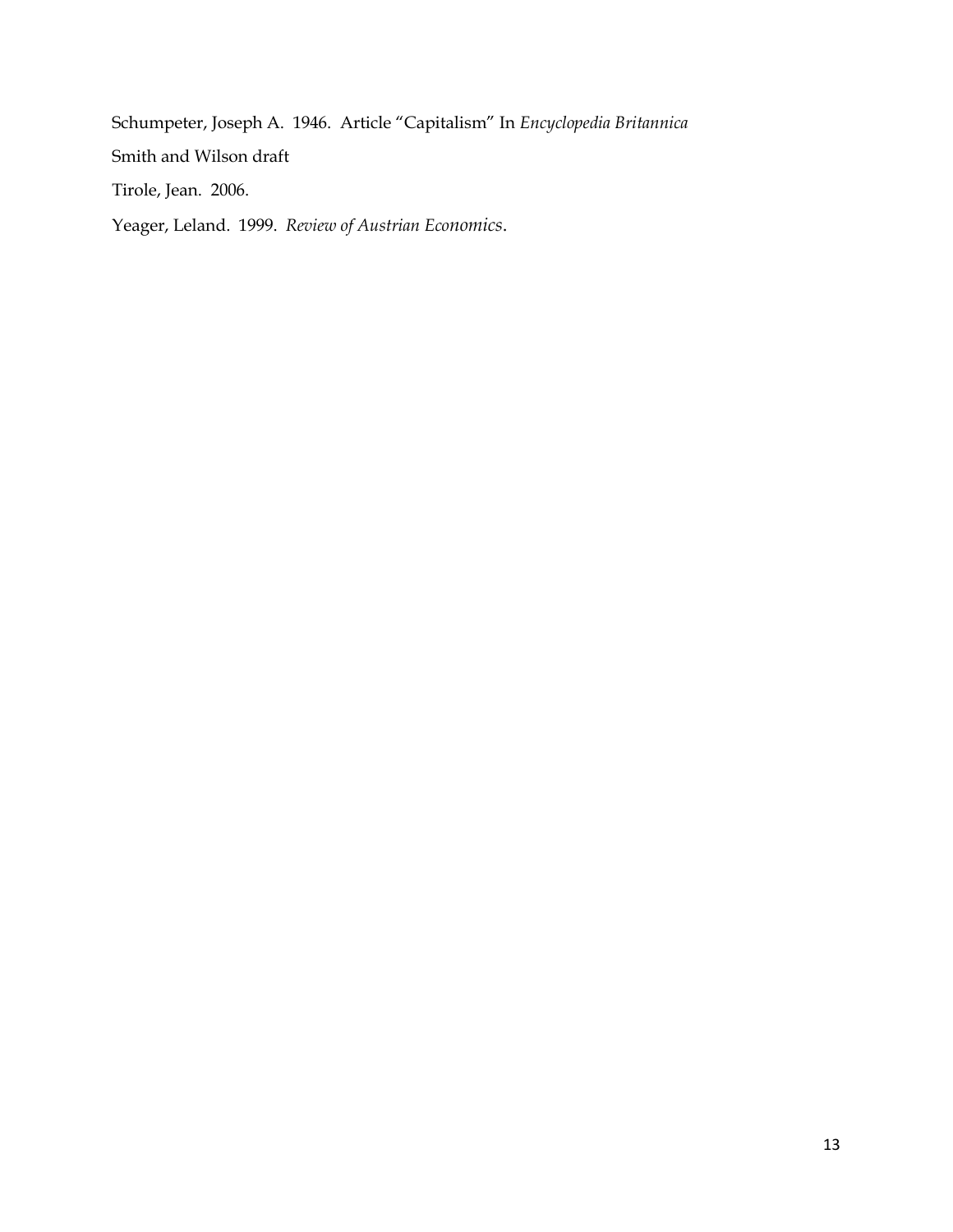Schumpeter, Joseph A.  1946.  Article “Capitalism” In *Encyclopedia Britannica*

Smith and Wilson draft

Tirole, Jean.  2006.

Yeager, Leland.  1999.  *Review of Austrian Economics*.